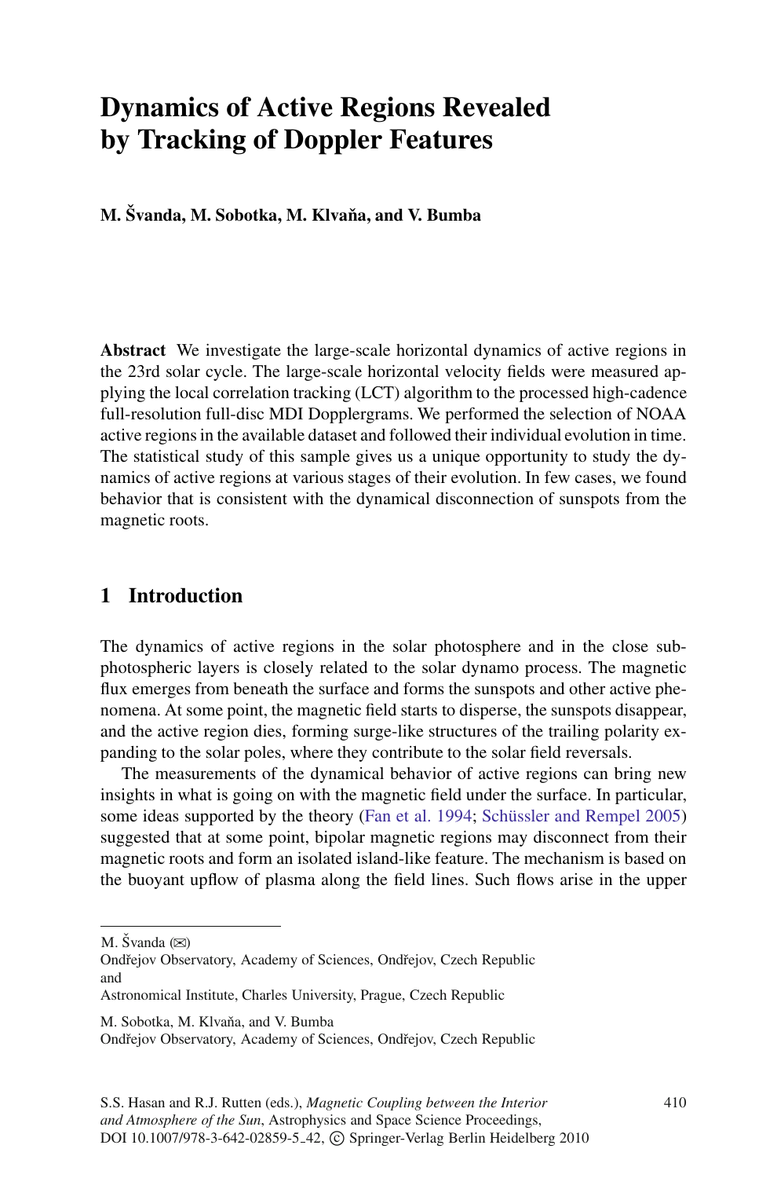# Dynamics of Active Regions Revealed by Tracking of Doppler Features

**M. Švanda, M. Sobotka, M. Klvaňa, and V. Bumba**

**Abstract** We investigate the large-scale horizontal dynamics of active regions in the 23rd solar cycle. The large-scale horizontal velocity fields were measured applying the local correlation tracking (LCT) algorithm to the processed high-cadence full-resolution full-disc MDI Dopplergrams. We performed the selection of NOAA active regions in the available dataset and followed their individual evolution in time. The statistical study of this sample gives us a unique opportunity to study the dynamics of active regions at various stages of their evolution. In few cases, we found behavior that is consistent with the dynamical disconnection of sunspots from the magnetic roots.

## 1 Introduction

The dynamics of active regions in the solar photosphere and in the close subphotospheric layers is closely related to the solar dynamo process. The magnetic flux emerges from beneath the surface and forms the sunspots and other active phenomena. At some point, the magnetic field starts to disperse, the sunspots disappear, and the active region dies, forming surge-like structures of the trailing polarity expanding to the solar poles, where they contribute to the solar field reversals.

The measurements of the dynamical behavior of active regions can bring new insights in what is going on with the magnetic field under the surface. In particular, some ideas supported by the theory (Fan et al. 1994; Schüssler and Rempel 2005) suggested that at some point, bipolar magnetic regions may disconnect from their magnetic roots and form an isolated island-like feature. The mechanism is based on the buoyant upflow of plasma along the field lines. Such flows arise in the upper

---

M. Švanda (✉)
Ondřejov Observatory, Academy of Sciences, Ondřejov, Czech Republic
and
Astronomical Institute, Charles University, Prague, Czech Republic

M. Sobotka, M. Klvaňa, and V. Bumba
Ondřejov Observatory, Academy of Sciences, Ondřejov, Czech Republic

S.S. Hasan and R.J. Rutten (eds.), *Magnetic Coupling between the Interior and Atmosphere of the Sun*, Astrophysics and Space Science Proceedings, DOI 10.1007/978-3-642-02859-5_42, © Springer-Verlag Berlin Heidelberg 2010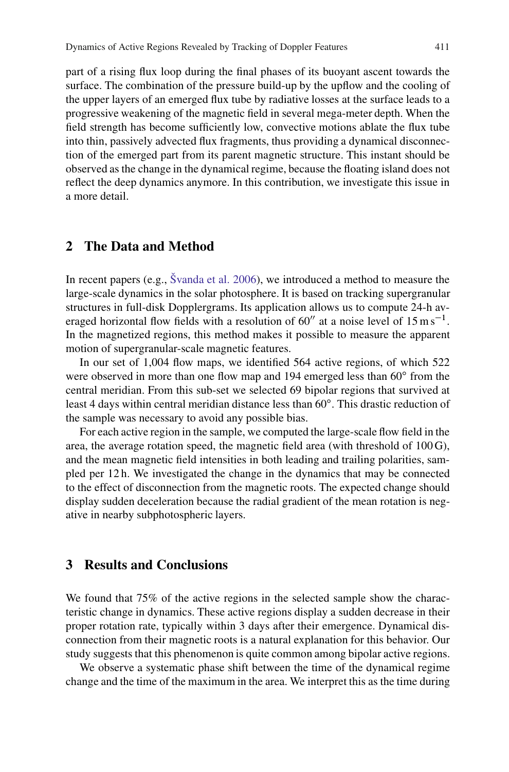part of a rising flux loop during the final phases of its buoyant ascent towards the surface. The combination of the pressure build-up by the upflow and the cooling of the upper layers of an emerged flux tube by radiative losses at the surface leads to a progressive weakening of the magnetic field in several mega-meter depth. When the field strength has become sufficiently low, convective motions ablate the flux tube into thin, passively advected flux fragments, thus providing a dynamical disconnection of the emerged part from its parent magnetic structure. This instant should be observed as the change in the dynamical regime, because the floating island does not reflect the deep dynamics anymore. In this contribution, we investigate this issue in a more detail.

## 2 The Data and Method

In recent papers (e.g., Švanda et al. 2006), we introduced a method to measure the large-scale dynamics in the solar photosphere. It is based on tracking supergranular structures in full-disk Dopplergrams. Its application allows us to compute 24-h averaged horizontal flow fields with a resolution of $60''$ at a noise level of $15\,\mathrm{m\,s^{-1}}$. In the magnetized regions, this method makes it possible to measure the apparent motion of supergranular-scale magnetic features.

In our set of 1,004 flow maps, we identified 564 active regions, of which 522 were observed in more than one flow map and 194 emerged less than $60°$ from the central meridian. From this sub-set we selected 69 bipolar regions that survived at least 4 days within central meridian distance less than $60°$. This drastic reduction of the sample was necessary to avoid any possible bias.

For each active region in the sample, we computed the large-scale flow field in the area, the average rotation speed, the magnetic field area (with threshold of 100 G), and the mean magnetic field intensities in both leading and trailing polarities, sampled per 12 h. We investigated the change in the dynamics that may be connected to the effect of disconnection from the magnetic roots. The expected change should display sudden deceleration because the radial gradient of the mean rotation is negative in nearby subphotospheric layers.

## 3 Results and Conclusions

We found that 75% of the active regions in the selected sample show the characteristic change in dynamics. These active regions display a sudden decrease in their proper rotation rate, typically within 3 days after their emergence. Dynamical disconnection from their magnetic roots is a natural explanation for this behavior. Our study suggests that this phenomenon is quite common among bipolar active regions.

We observe a systematic phase shift between the time of the dynamical regime change and the time of the maximum in the area. We interpret this as the time during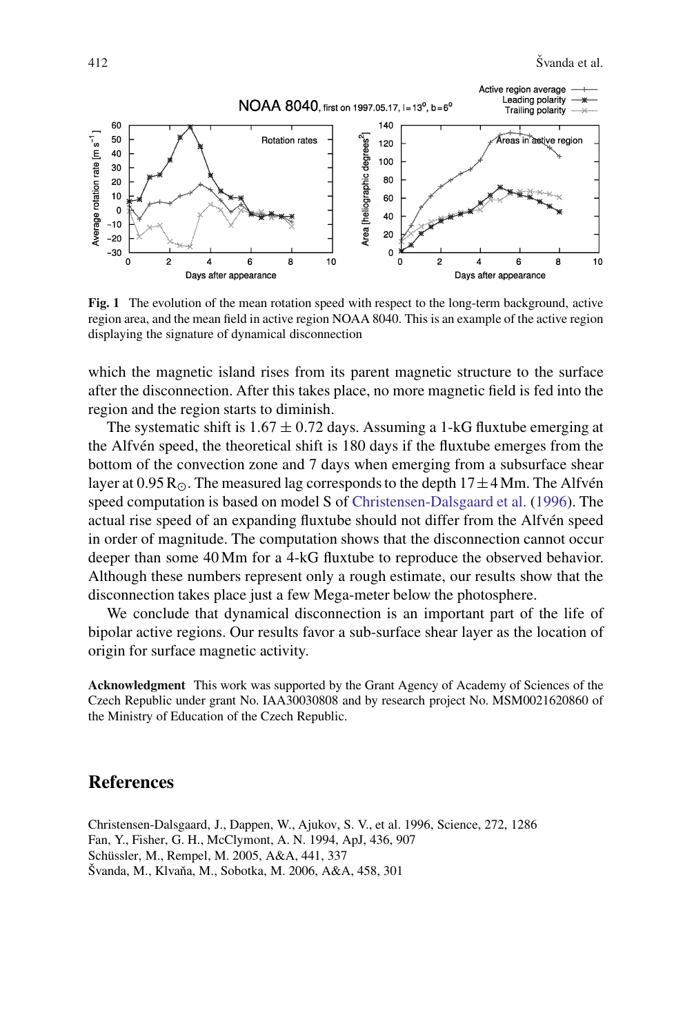NOAA 8040, first on 1997.05.17, l=13°, b=6°

Active region average
Leading polarity
Trailing polarity

Rotation rates

Average rotation rate [m s$^{-1}$]

60
50
40
30
20
10
0
-10
-20
-30

0 2 4 6 8 10

Days after appearance

Areas in active region

Area [heliographic degrees$^2$]

140
120
100
80
60
40
20
0

0 2 4 6 8 10

Days after appearance

**Fig. 1** The evolution of the mean rotation speed with respect to the long-term background, active region area, and the mean field in active region NOAA 8040. This is an example of the active region displaying the signature of dynamical disconnection

which the magnetic island rises from its parent magnetic structure to the surface after the disconnection. After this takes place, no more magnetic field is fed into the region and the region starts to diminish.

The systematic shift is $1.67 \pm 0.72$ days. Assuming a 1-kG fluxtube emerging at the Alfvén speed, the theoretical shift is 180 days if the fluxtube emerges from the bottom of the convection zone and 7 days when emerging from a subsurface shear layer at $0.95\,R_{\odot}$. The measured lag corresponds to the depth $17 \pm 4$ Mm. The Alfvén speed computation is based on model S of Christensen-Dalsgaard et al. (1996). The actual rise speed of an expanding fluxtube should not differ from the Alfvén speed in order of magnitude. The computation shows that the disconnection cannot occur deeper than some 40 Mm for a 4-kG fluxtube to reproduce the observed behavior. Although these numbers represent only a rough estimate, our results show that the disconnection takes place just a few Mega-meter below the photosphere.

We conclude that dynamical disconnection is an important part of the life of bipolar active regions. Our results favor a sub-surface shear layer as the location of origin for surface magnetic activity.

**Acknowledgment** This work was supported by the Grant Agency of Academy of Sciences of the Czech Republic under grant No. IAA30030808 and by research project No. MSM0021620860 of the Ministry of Education of the Czech Republic.

## References

Christensen-Dalsgaard, J., Dappen, W., Ajukov, S. V., et al. 1996, Science, 272, 1286
Fan, Y., Fisher, G. H., McClymont, A. N. 1994, ApJ, 436, 907
Schüssler, M., Rempel, M. 2005, A&A, 441, 337
Švanda, M., Klvaňa, M., Sobotka, M. 2006, A&A, 458, 301